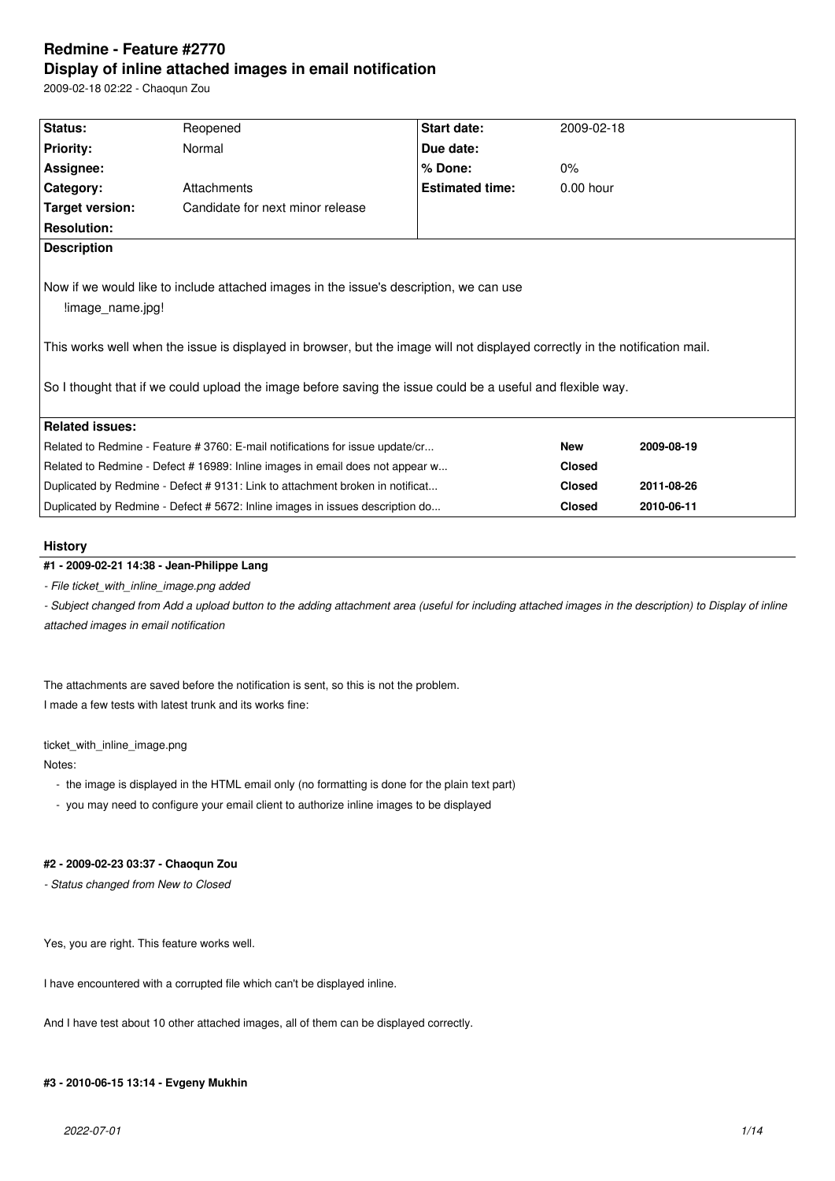# Redmine - Feature #2770
# Display of inline attached images in email notification

2009-02-18 02:22 - Chaoqun Zou

| Status: | Reopened | Start date: | 2009-02-18 |
|---|---|---|---|
| Priority: | Normal | Due date: | |
| Assignee: | | % Done: | 0% |
| Category: | Attachments | Estimated time: | 0.00 hour |
| Target version: | Candidate for next minor release | | |
| Resolution: | | | |

**Description**

Now if we would like to include attached images in the issue's description, we can use

!image_name.jpg!

This works well when the issue is displayed in browser, but the image will not displayed correctly in the notification mail.

So I thought that if we could upload the image before saving the issue could be a useful and flexible way.

**Related issues:**

| | | |
|---|---|---|
| Related to Redmine - Feature # 3760: E-mail notifications for issue update/cr... | New | 2009-08-19 |
| Related to Redmine - Defect # 16989: Inline images in email does not appear w... | Closed | |
| Duplicated by Redmine - Defect # 9131: Link to attachment broken in notificat... | Closed | 2011-08-26 |
| Duplicated by Redmine - Defect # 5672: Inline images in issues description do... | Closed | 2010-06-11 |

## History

#### #1 - 2009-02-21 14:38 - Jean-Philippe Lang

*- File ticket_with_inline_image.png added*

*- Subject changed from Add a upload button to the adding attachment area (useful for including attached images in the description) to Display of inline attached images in email notification*

The attachments are saved before the notification is sent, so this is not the problem.
I made a few tests with latest trunk and its works fine:

ticket_with_inline_image.png

Notes:

- the image is displayed in the HTML email only (no formatting is done for the plain text part)
- you may need to configure your email client to authorize inline images to be displayed

#### #2 - 2009-02-23 03:37 - Chaoqun Zou

*- Status changed from New to Closed*

Yes, you are right. This feature works well.

I have encountered with a corrupted file which can't be displayed inline.

And I have test about 10 other attached images, all of them can be displayed correctly.

#### #3 - 2010-06-15 13:14 - Evgeny Mukhin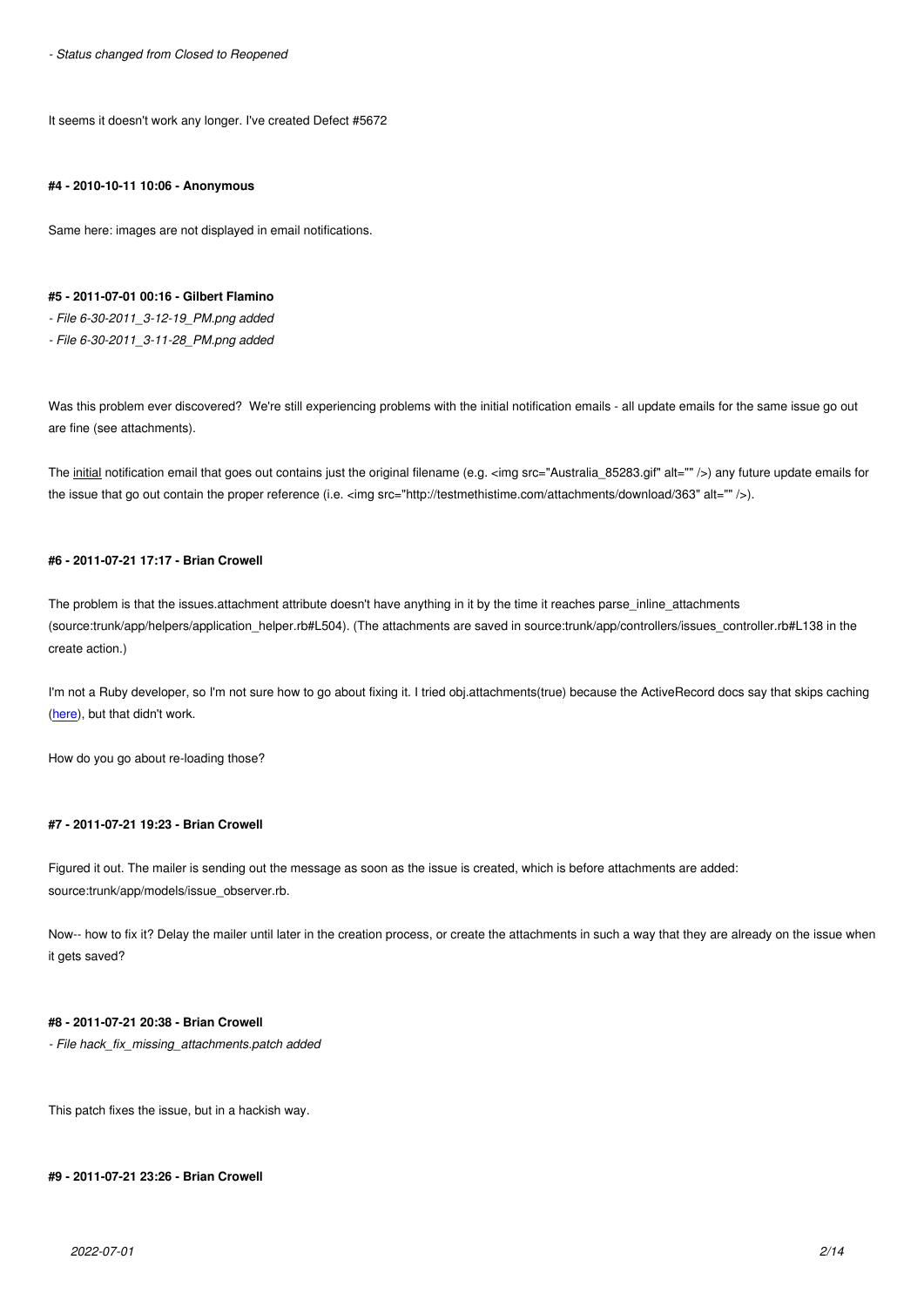*- Status changed from Closed to Reopened*

It seems it doesn't work any longer. I've created Defect #5672

#### #4 - 2010-10-11 10:06 - Anonymous

Same here: images are not displayed in email notifications.

#### #5 - 2011-07-01 00:16 - Gilbert Flamino

*- File 6-30-2011_3-12-19_PM.png added*

*- File 6-30-2011_3-11-28_PM.png added*

Was this problem ever discovered? We're still experiencing problems with the initial notification emails - all update emails for the same issue go out are fine (see attachments).

The initial notification email that goes out contains just the original filename (e.g. <img src="Australia_85283.gif" alt="" />) any future update emails for the issue that go out contain the proper reference (i.e. <img src="http://testmethistime.com/attachments/download/363" alt="" />).

#### #6 - 2011-07-21 17:17 - Brian Crowell

The problem is that the issues.attachment attribute doesn't have anything in it by the time it reaches parse_inline_attachments (source:trunk/app/helpers/application_helper.rb#L504). (The attachments are saved in source:trunk/app/controllers/issues_controller.rb#L138 in the create action.)

I'm not a Ruby developer, so I'm not sure how to go about fixing it. I tried obj.attachments(true) because the ActiveRecord docs say that skips caching (here), but that didn't work.

How do you go about re-loading those?

#### #7 - 2011-07-21 19:23 - Brian Crowell

Figured it out. The mailer is sending out the message as soon as the issue is created, which is before attachments are added: source:trunk/app/models/issue_observer.rb.

Now-- how to fix it? Delay the mailer until later in the creation process, or create the attachments in such a way that they are already on the issue when it gets saved?

#### #8 - 2011-07-21 20:38 - Brian Crowell

*- File hack_fix_missing_attachments.patch added*

This patch fixes the issue, but in a hackish way.

#### #9 - 2011-07-21 23:26 - Brian Crowell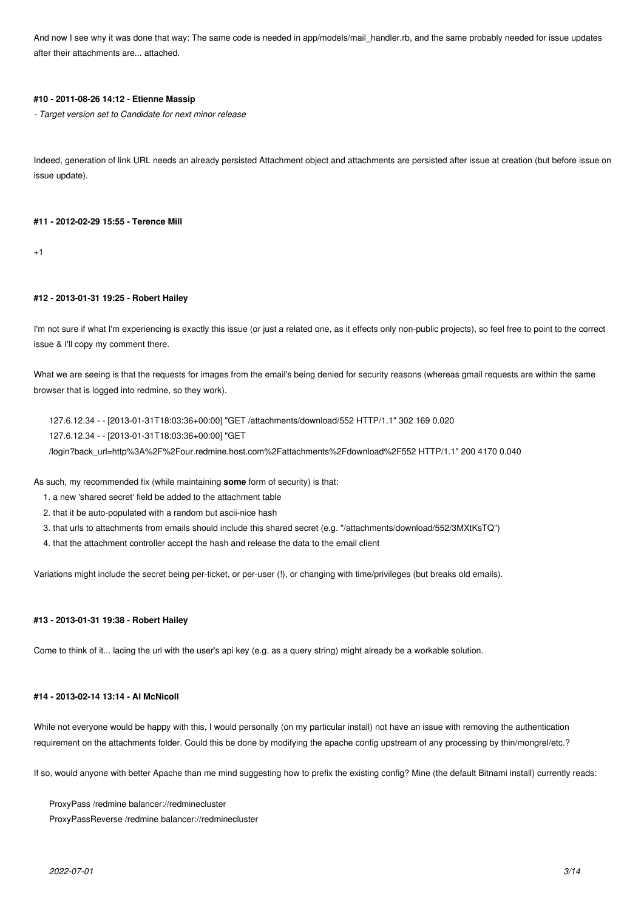And now I see why it was done that way: The same code is needed in app/models/mail_handler.rb, and the same probably needed for issue updates after their attachments are... attached.

#### #10 - 2011-08-26 14:12 - Etienne Massip

*- Target version set to Candidate for next minor release*

Indeed, generation of link URL needs an already persisted Attachment object and attachments are persisted after issue at creation (but before issue on issue update).

#### #11 - 2012-02-29 15:55 - Terence Mill

+1

#### #12 - 2013-01-31 19:25 - Robert Hailey

I'm not sure if what I'm experiencing is exactly this issue (or just a related one, as it effects only non-public projects), so feel free to point to the correct issue & I'll copy my comment there.

What we are seeing is that the requests for images from the email's being denied for security reasons (whereas gmail requests are within the same browser that is logged into redmine, so they work).

```
127.6.12.34 - - [2013-01-31T18:03:36+00:00] "GET /attachments/download/552 HTTP/1.1" 302 169 0.020
127.6.12.34 - - [2013-01-31T18:03:36+00:00] "GET
/login?back_url=http%3A%2F%2Four.redmine.host.com%2Fattachments%2Fdownload%2F552 HTTP/1.1" 200 4170 0.040
```

As such, my recommended fix (while maintaining **some** form of security) is that:

1. a new 'shared secret' field be added to the attachment table
2. that it be auto-populated with a random but ascii-nice hash
3. that urls to attachments from emails should include this shared secret (e.g. "/attachments/download/552/3MXtKsTQ")
4. that the attachment controller accept the hash and release the data to the email client

Variations might include the secret being per-ticket, or per-user (!), or changing with time/privileges (but breaks old emails).

#### #13 - 2013-01-31 19:38 - Robert Hailey

Come to think of it... lacing the url with the user's api key (e.g. as a query string) might already be a workable solution.

#### #14 - 2013-02-14 13:14 - Al McNicoll

While not everyone would be happy with this, I would personally (on my particular install) not have an issue with removing the authentication requirement on the attachments folder. Could this be done by modifying the apache config upstream of any processing by thin/mongrel/etc.?

If so, would anyone with better Apache than me mind suggesting how to prefix the existing config? Mine (the default Bitnami install) currently reads:

```
ProxyPass /redmine balancer://redminecluster
ProxyPassReverse /redmine balancer://redminecluster
```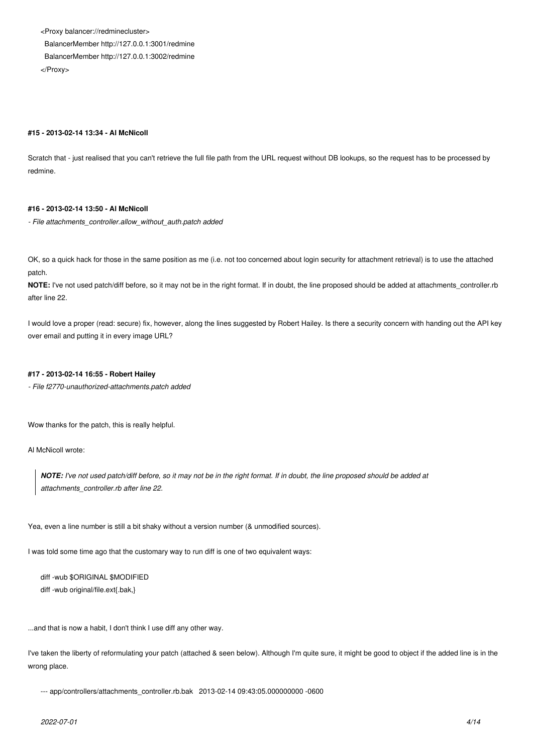```
<Proxy balancer://redminecluster>
  BalancerMember http://127.0.0.1:3001/redmine
  BalancerMember http://127.0.0.1:3002/redmine
</Proxy>
```

#### #15 - 2013-02-14 13:34 - Al McNicoll

Scratch that - just realised that you can't retrieve the full file path from the URL request without DB lookups, so the request has to be processed by redmine.

#### #16 - 2013-02-14 13:50 - Al McNicoll

*- File attachments_controller.allow_without_auth.patch added*

OK, so a quick hack for those in the same position as me (i.e. not too concerned about login security for attachment retrieval) is to use the attached patch.

**NOTE:** I've not used patch/diff before, so it may not be in the right format. If in doubt, the line proposed should be added at attachments_controller.rb after line 22.

I would love a proper (read: secure) fix, however, along the lines suggested by Robert Hailey. Is there a security concern with handing out the API key over email and putting it in every image URL?

#### #17 - 2013-02-14 16:55 - Robert Hailey

*- File f2770-unauthorized-attachments.patch added*

Wow thanks for the patch, this is really helpful.

Al McNicoll wrote:

> ***NOTE:*** *I've not used patch/diff before, so it may not be in the right format. If in doubt, the line proposed should be added at attachments_controller.rb after line 22.*

Yea, even a line number is still a bit shaky without a version number (& unmodified sources).

I was told some time ago that the customary way to run diff is one of two equivalent ways:

```
diff -wub $ORIGINAL $MODIFIED
diff -wub original/file.ext{.bak,}
```

...and that is now a habit, I don't think I use diff any other way.

I've taken the liberty of reformulating your patch (attached & seen below). Although I'm quite sure, it might be good to object if the added line is in the wrong place.

```
--- app/controllers/attachments_controller.rb.bak   2013-02-14 09:43:05.000000000 -0600
```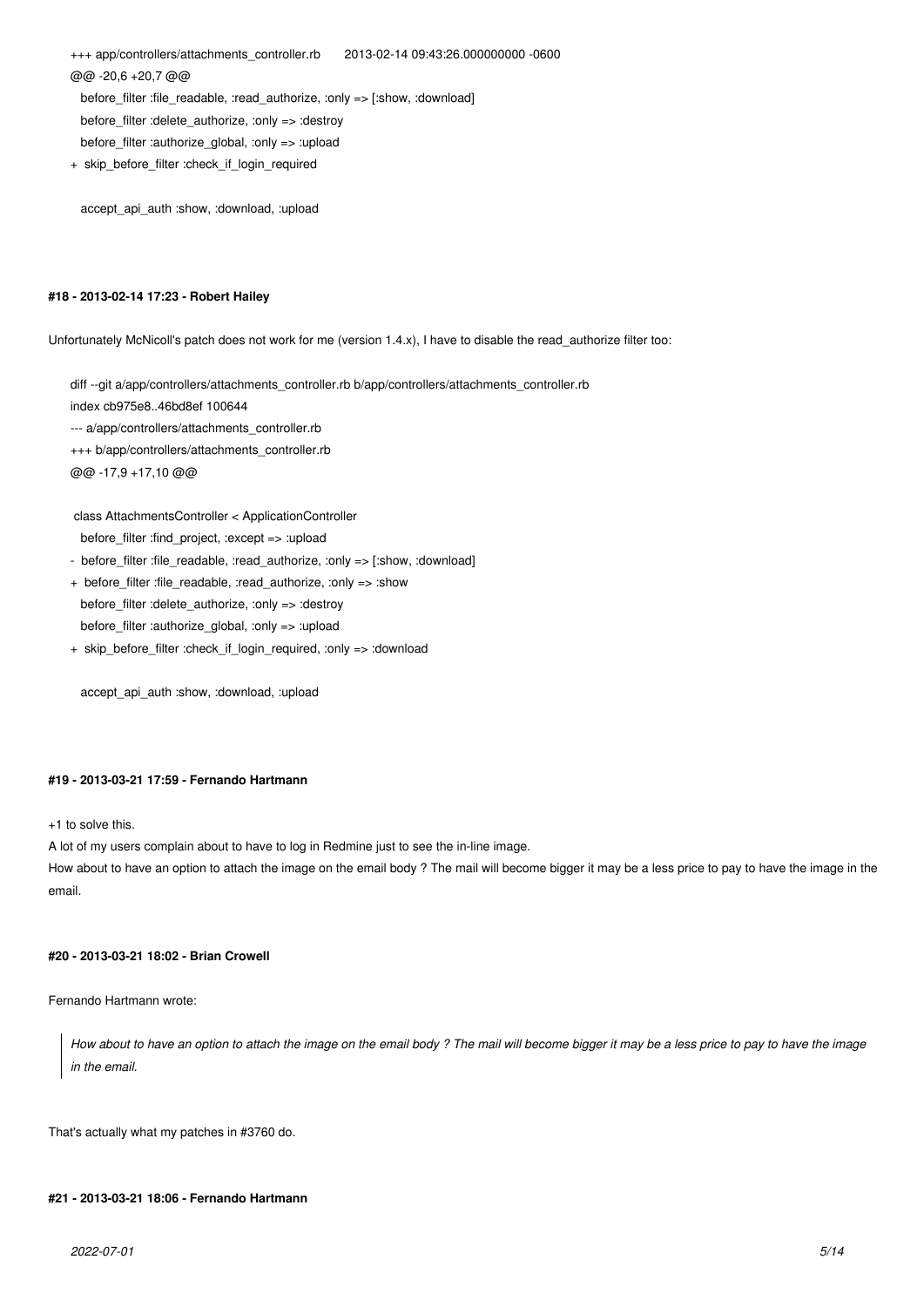```
+++ app/controllers/attachments_controller.rb       2013-02-14 09:43:26.000000000 -0600
@@ -20,6 +20,7 @@
   before_filter :file_readable, :read_authorize, :only => [:show, :download]
   before_filter :delete_authorize, :only => :destroy
   before_filter :authorize_global, :only => :upload
+  skip_before_filter :check_if_login_required

   accept_api_auth :show, :download, :upload
```

#### #18 - 2013-02-14 17:23 - Robert Hailey

Unfortunately McNicoll's patch does not work for me (version 1.4.x), I have to disable the read_authorize filter too:

```
diff --git a/app/controllers/attachments_controller.rb b/app/controllers/attachments_controller.rb
index cb975e8..46bd8ef 100644
--- a/app/controllers/attachments_controller.rb
+++ b/app/controllers/attachments_controller.rb
@@ -17,9 +17,10 @@

 class AttachmentsController < ApplicationController
   before_filter :find_project, :except => :upload
-  before_filter :file_readable, :read_authorize, :only => [:show, :download]
+  before_filter :file_readable, :read_authorize, :only => :show
   before_filter :delete_authorize, :only => :destroy
   before_filter :authorize_global, :only => :upload
+  skip_before_filter :check_if_login_required, :only => :download

   accept_api_auth :show, :download, :upload
```

#### #19 - 2013-03-21 17:59 - Fernando Hartmann

+1 to solve this.
A lot of my users complain about to have to log in Redmine just to see the in-line image.
How about to have an option to attach the image on the email body ? The mail will become bigger it may be a less price to pay to have the image in the email.

#### #20 - 2013-03-21 18:02 - Brian Crowell

Fernando Hartmann wrote:

> *How about to have an option to attach the image on the email body ? The mail will become bigger it may be a less price to pay to have the image in the email.*

That's actually what my patches in #3760 do.

#### #21 - 2013-03-21 18:06 - Fernando Hartmann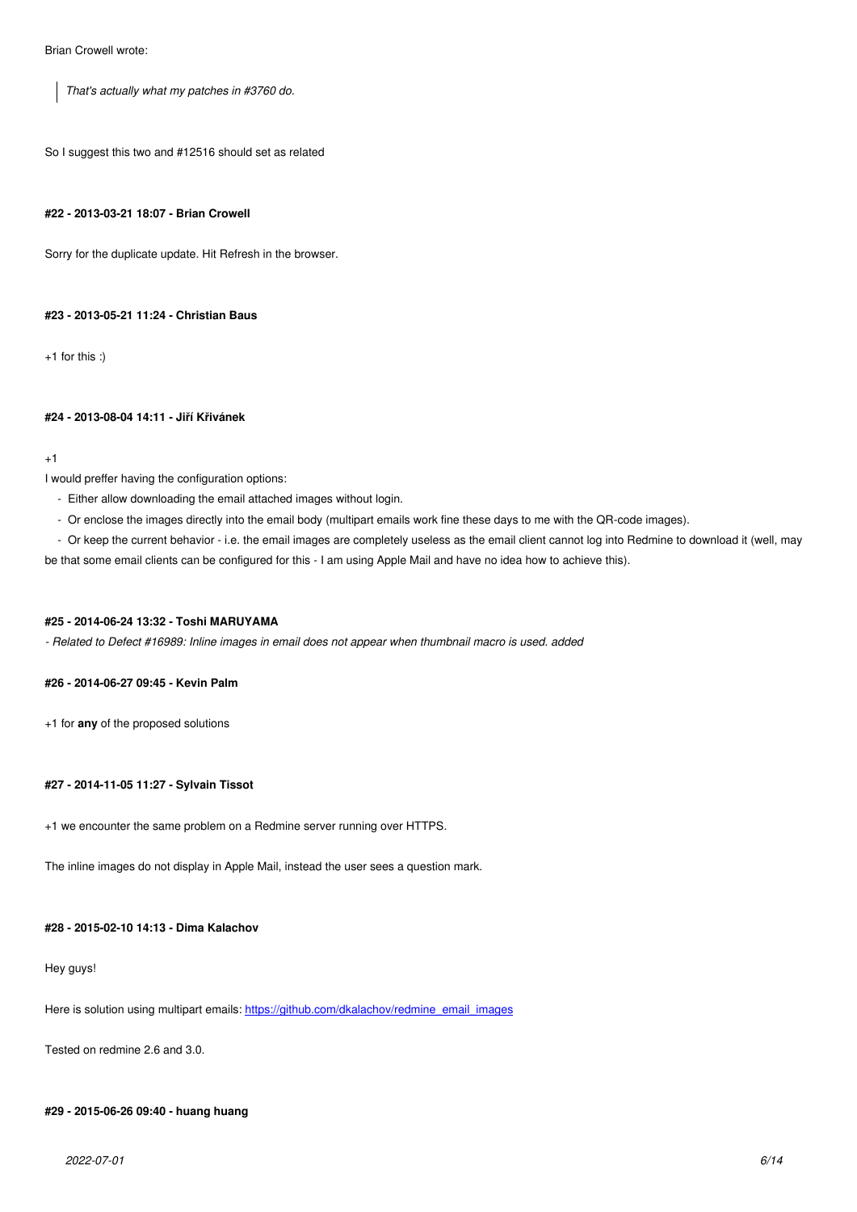Brian Crowell wrote:

> *That's actually what my patches in #3760 do.*

So I suggest this two and #12516 should set as related

#### #22 - 2013-03-21 18:07 - Brian Crowell

Sorry for the duplicate update. Hit Refresh in the browser.

#### #23 - 2013-05-21 11:24 - Christian Baus

+1 for this :)

#### #24 - 2013-08-04 14:11 - Jiří Křivánek

+1
I would preffer having the configuration options:

- Either allow downloading the email attached images without login.
- Or enclose the images directly into the email body (multipart emails work fine these days to me with the QR-code images).
- Or keep the current behavior - i.e. the email images are completely useless as the email client cannot log into Redmine to download it (well, may be that some email clients can be configured for this - I am using Apple Mail and have no idea how to achieve this).

#### #25 - 2014-06-24 13:32 - Toshi MARUYAMA

*- Related to Defect #16989: Inline images in email does not appear when thumbnail macro is used. added*

#### #26 - 2014-06-27 09:45 - Kevin Palm

+1 for **any** of the proposed solutions

#### #27 - 2014-11-05 11:27 - Sylvain Tissot

+1 we encounter the same problem on a Redmine server running over HTTPS.

The inline images do not display in Apple Mail, instead the user sees a question mark.

#### #28 - 2015-02-10 14:13 - Dima Kalachov

Hey guys!

Here is solution using multipart emails: [https://github.com/dkalachov/redmine_email_images](https://github.com/dkalachov/redmine_email_images)

Tested on redmine 2.6 and 3.0.

#### #29 - 2015-06-26 09:40 - huang huang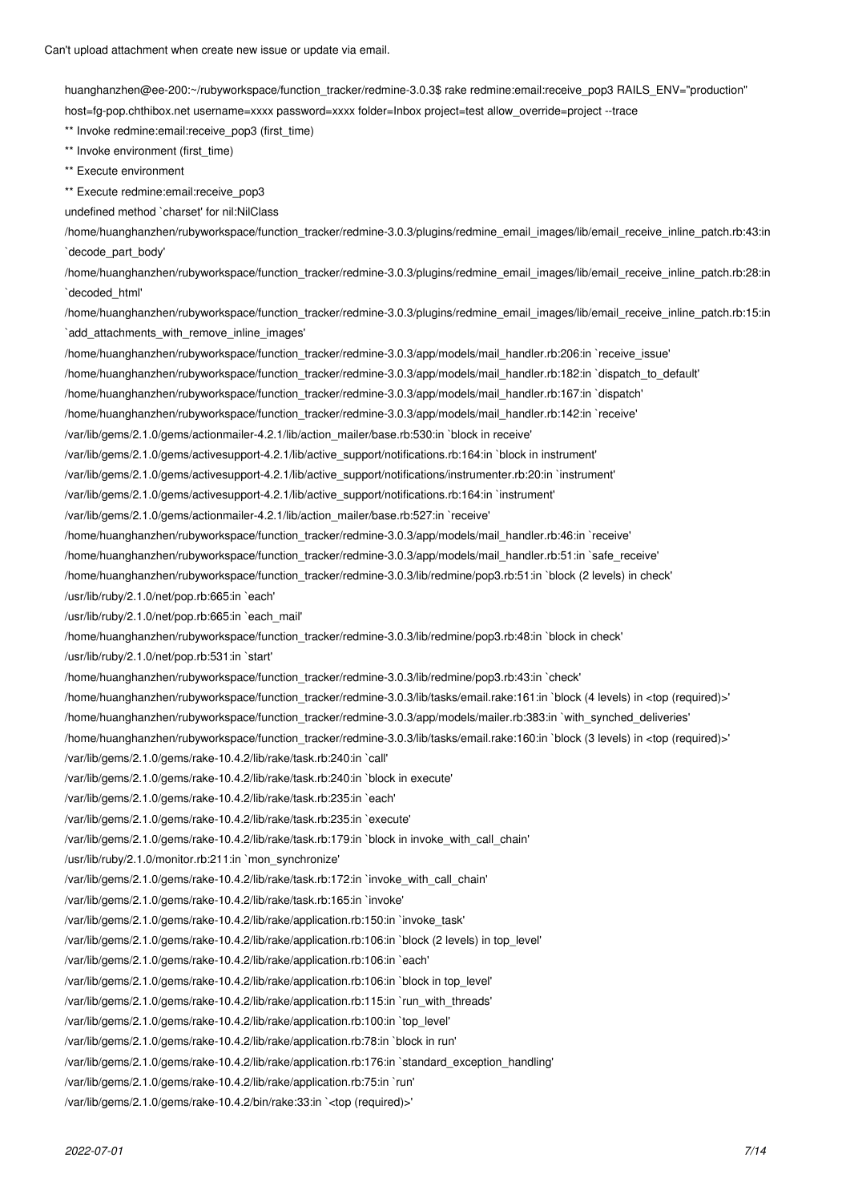Can't upload attachment when create new issue or update via email.

```
huanghanzhen@ee-200:~/rubyworkspace/function_tracker/redmine-3.0.3$ rake redmine:email:receive_pop3 RAILS_ENV="production"
host=fg-pop.chthibox.net username=xxxx password=xxxx folder=Inbox project=test allow_override=project --trace
** Invoke redmine:email:receive_pop3 (first_time)
** Invoke environment (first_time)
** Execute environment
** Execute redmine:email:receive_pop3
undefined method `charset' for nil:NilClass
/home/huanghanzhen/rubyworkspace/function_tracker/redmine-3.0.3/plugins/redmine_email_images/lib/email_receive_inline_patch.rb:43:in
`decode_part_body'
/home/huanghanzhen/rubyworkspace/function_tracker/redmine-3.0.3/plugins/redmine_email_images/lib/email_receive_inline_patch.rb:28:in
`decoded_html'
/home/huanghanzhen/rubyworkspace/function_tracker/redmine-3.0.3/plugins/redmine_email_images/lib/email_receive_inline_patch.rb:15:in
`add_attachments_with_remove_inline_images'
/home/huanghanzhen/rubyworkspace/function_tracker/redmine-3.0.3/app/models/mail_handler.rb:206:in `receive_issue'
/home/huanghanzhen/rubyworkspace/function_tracker/redmine-3.0.3/app/models/mail_handler.rb:182:in `dispatch_to_default'
/home/huanghanzhen/rubyworkspace/function_tracker/redmine-3.0.3/app/models/mail_handler.rb:167:in `dispatch'
/home/huanghanzhen/rubyworkspace/function_tracker/redmine-3.0.3/app/models/mail_handler.rb:142:in `receive'
/var/lib/gems/2.1.0/gems/actionmailer-4.2.1/lib/action_mailer/base.rb:530:in `block in receive'
/var/lib/gems/2.1.0/gems/activesupport-4.2.1/lib/active_support/notifications.rb:164:in `block in instrument'
/var/lib/gems/2.1.0/gems/activesupport-4.2.1/lib/active_support/notifications/instrumenter.rb:20:in `instrument'
/var/lib/gems/2.1.0/gems/activesupport-4.2.1/lib/active_support/notifications.rb:164:in `instrument'
/var/lib/gems/2.1.0/gems/actionmailer-4.2.1/lib/action_mailer/base.rb:527:in `receive'
/home/huanghanzhen/rubyworkspace/function_tracker/redmine-3.0.3/app/models/mail_handler.rb:46:in `receive'
/home/huanghanzhen/rubyworkspace/function_tracker/redmine-3.0.3/app/models/mail_handler.rb:51:in `safe_receive'
/home/huanghanzhen/rubyworkspace/function_tracker/redmine-3.0.3/lib/redmine/pop3.rb:51:in `block (2 levels) in check'
/usr/lib/ruby/2.1.0/net/pop.rb:665:in `each'
/usr/lib/ruby/2.1.0/net/pop.rb:665:in `each_mail'
/home/huanghanzhen/rubyworkspace/function_tracker/redmine-3.0.3/lib/redmine/pop3.rb:48:in `block in check'
/usr/lib/ruby/2.1.0/net/pop.rb:531:in `start'
/home/huanghanzhen/rubyworkspace/function_tracker/redmine-3.0.3/lib/redmine/pop3.rb:43:in `check'
/home/huanghanzhen/rubyworkspace/function_tracker/redmine-3.0.3/lib/tasks/email.rake:161:in `block (4 levels) in <top (required)>'
/home/huanghanzhen/rubyworkspace/function_tracker/redmine-3.0.3/app/models/mailer.rb:383:in `with_synched_deliveries'
/home/huanghanzhen/rubyworkspace/function_tracker/redmine-3.0.3/lib/tasks/email.rake:160:in `block (3 levels) in <top (required)>'
/var/lib/gems/2.1.0/gems/rake-10.4.2/lib/rake/task.rb:240:in `call'
/var/lib/gems/2.1.0/gems/rake-10.4.2/lib/rake/task.rb:240:in `block in execute'
/var/lib/gems/2.1.0/gems/rake-10.4.2/lib/rake/task.rb:235:in `each'
/var/lib/gems/2.1.0/gems/rake-10.4.2/lib/rake/task.rb:235:in `execute'
/var/lib/gems/2.1.0/gems/rake-10.4.2/lib/rake/task.rb:179:in `block in invoke_with_call_chain'
/usr/lib/ruby/2.1.0/monitor.rb:211:in `mon_synchronize'
/var/lib/gems/2.1.0/gems/rake-10.4.2/lib/rake/task.rb:172:in `invoke_with_call_chain'
/var/lib/gems/2.1.0/gems/rake-10.4.2/lib/rake/task.rb:165:in `invoke'
/var/lib/gems/2.1.0/gems/rake-10.4.2/lib/rake/application.rb:150:in `invoke_task'
/var/lib/gems/2.1.0/gems/rake-10.4.2/lib/rake/application.rb:106:in `block (2 levels) in top_level'
/var/lib/gems/2.1.0/gems/rake-10.4.2/lib/rake/application.rb:106:in `each'
/var/lib/gems/2.1.0/gems/rake-10.4.2/lib/rake/application.rb:106:in `block in top_level'
/var/lib/gems/2.1.0/gems/rake-10.4.2/lib/rake/application.rb:115:in `run_with_threads'
/var/lib/gems/2.1.0/gems/rake-10.4.2/lib/rake/application.rb:100:in `top_level'
/var/lib/gems/2.1.0/gems/rake-10.4.2/lib/rake/application.rb:78:in `block in run'
/var/lib/gems/2.1.0/gems/rake-10.4.2/lib/rake/application.rb:176:in `standard_exception_handling'
/var/lib/gems/2.1.0/gems/rake-10.4.2/lib/rake/application.rb:75:in `run'
/var/lib/gems/2.1.0/gems/rake-10.4.2/bin/rake:33:in `<top (required)>'
```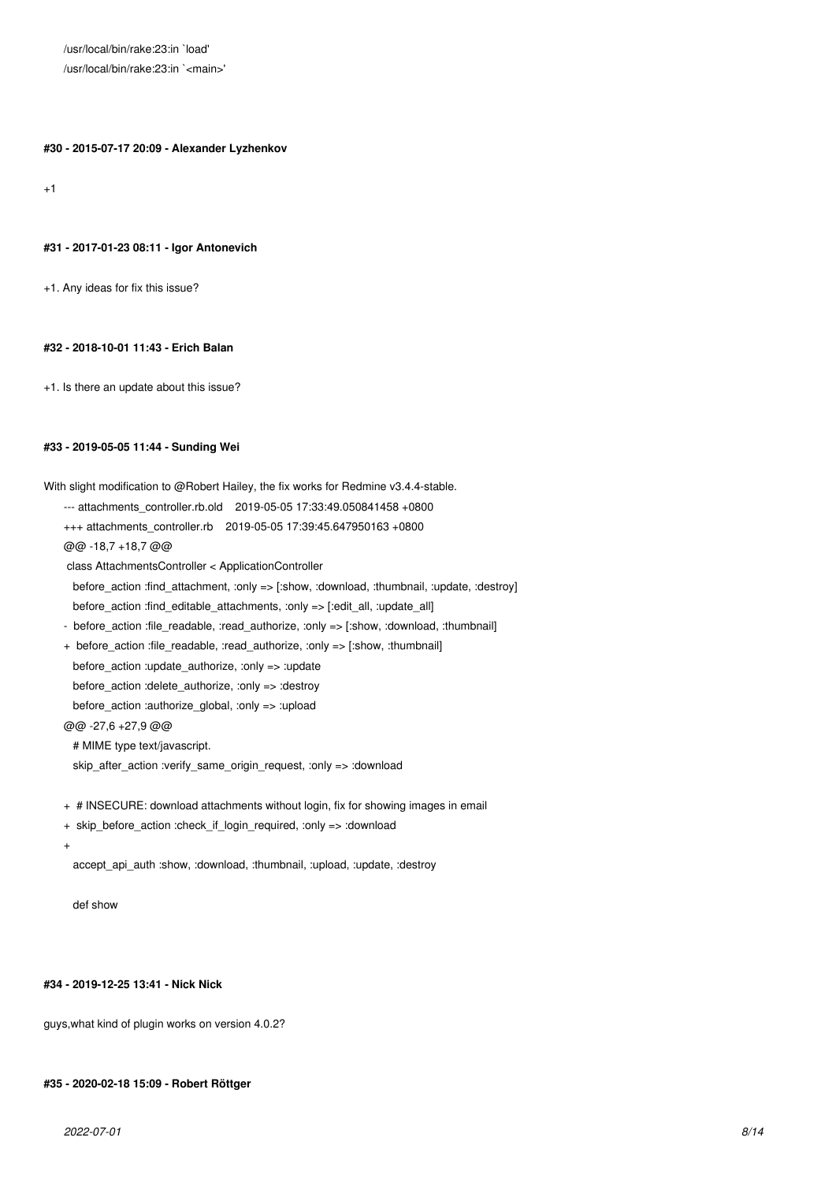```
/usr/local/bin/rake:23:in `load'
/usr/local/bin/rake:23:in `<main>'
```

#### #30 - 2015-07-17 20:09 - Alexander Lyzhenkov

+1

#### #31 - 2017-01-23 08:11 - Igor Antonevich

+1. Any ideas for fix this issue?

#### #32 - 2018-10-01 11:43 - Erich Balan

+1. Is there an update about this issue?

#### #33 - 2019-05-05 11:44 - Sunding Wei

With slight modification to @Robert Hailey, the fix works for Redmine v3.4.4-stable.

```
--- attachments_controller.rb.old    2019-05-05 17:33:49.050841458 +0800
+++ attachments_controller.rb    2019-05-05 17:39:45.647950163 +0800
@@ -18,7 +18,7 @@
 class AttachmentsController < ApplicationController
   before_action :find_attachment, :only => [:show, :download, :thumbnail, :update, :destroy]
   before_action :find_editable_attachments, :only => [:edit_all, :update_all]
-  before_action :file_readable, :read_authorize, :only => [:show, :download, :thumbnail]
+  before_action :file_readable, :read_authorize, :only => [:show, :thumbnail]
   before_action :update_authorize, :only => :update
   before_action :delete_authorize, :only => :destroy
   before_action :authorize_global, :only => :upload
@@ -27,6 +27,9 @@
   # MIME type text/javascript.
   skip_after_action :verify_same_origin_request, :only => :download

+  # INSECURE: download attachments without login, fix for showing images in email
+  skip_before_action :check_if_login_required, :only => :download
+
   accept_api_auth :show, :download, :thumbnail, :upload, :update, :destroy

   def show
```

#### #34 - 2019-12-25 13:41 - Nick Nick

guys,what kind of plugin works on version 4.0.2?

#### #35 - 2020-02-18 15:09 - Robert Röttger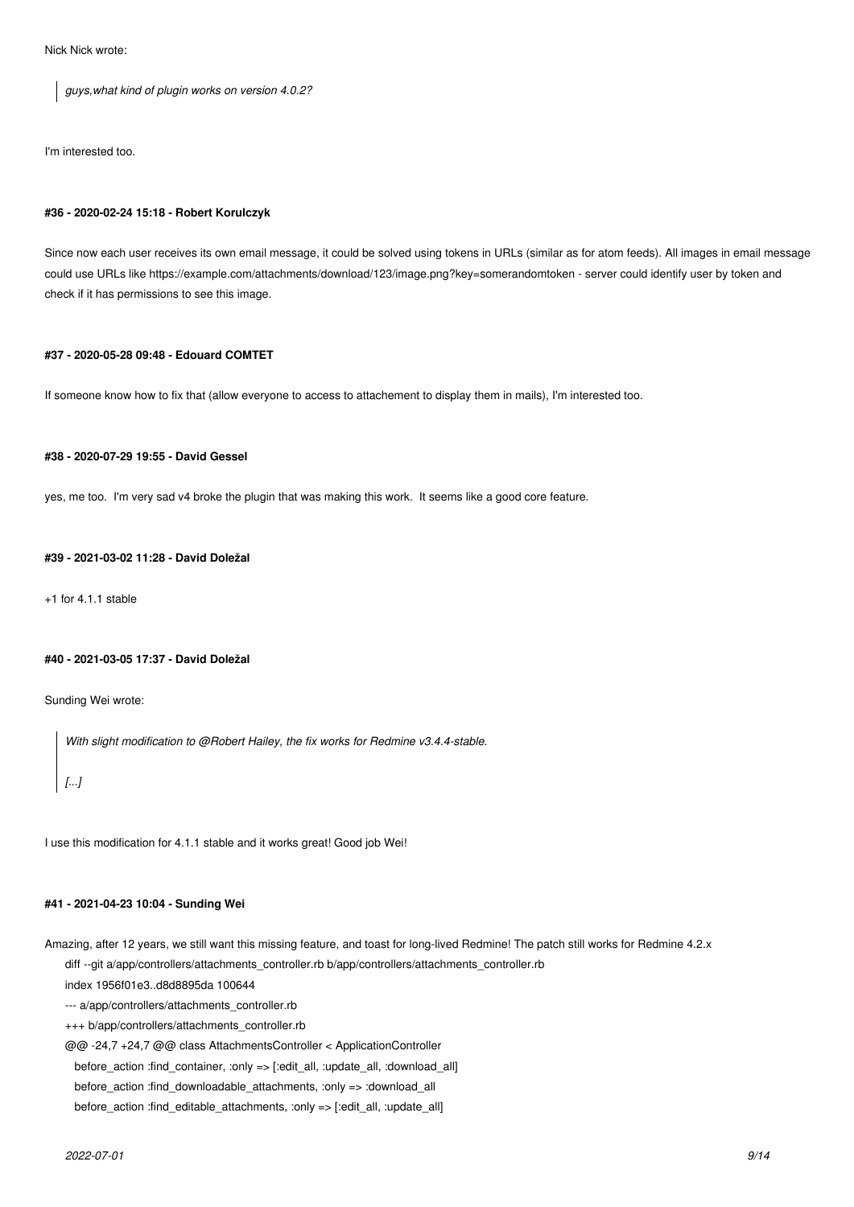Nick Nick wrote:

> *guys,what kind of plugin works on version 4.0.2?*

I'm interested too.

#### #36 - 2020-02-24 15:18 - Robert Korulczyk

Since now each user receives its own email message, it could be solved using tokens in URLs (similar as for atom feeds). All images in email message could use URLs like https://example.com/attachments/download/123/image.png?key=somerandomtoken - server could identify user by token and check if it has permissions to see this image.

#### #37 - 2020-05-28 09:48 - Edouard COMTET

If someone know how to fix that (allow everyone to access to attachement to display them in mails), I'm interested too.

#### #38 - 2020-07-29 19:55 - David Gessel

yes, me too. I'm very sad v4 broke the plugin that was making this work. It seems like a good core feature.

#### #39 - 2021-03-02 11:28 - David Doležal

+1 for 4.1.1 stable

#### #40 - 2021-03-05 17:37 - David Doležal

Sunding Wei wrote:

> *With slight modification to @Robert Hailey, the fix works for Redmine v3.4.4-stable.*
>
> *[...]*

I use this modification for 4.1.1 stable and it works great! Good job Wei!

#### #41 - 2021-04-23 10:04 - Sunding Wei

Amazing, after 12 years, we still want this missing feature, and toast for long-lived Redmine! The patch still works for Redmine 4.2.x

```
diff --git a/app/controllers/attachments_controller.rb b/app/controllers/attachments_controller.rb
index 1956f01e3..d8d8895da 100644
--- a/app/controllers/attachments_controller.rb
+++ b/app/controllers/attachments_controller.rb
@@ -24,7 +24,7 @@ class AttachmentsController < ApplicationController
   before_action :find_container, :only => [:edit_all, :update_all, :download_all]
   before_action :find_downloadable_attachments, :only => :download_all
   before_action :find_editable_attachments, :only => [:edit_all, :update_all]
```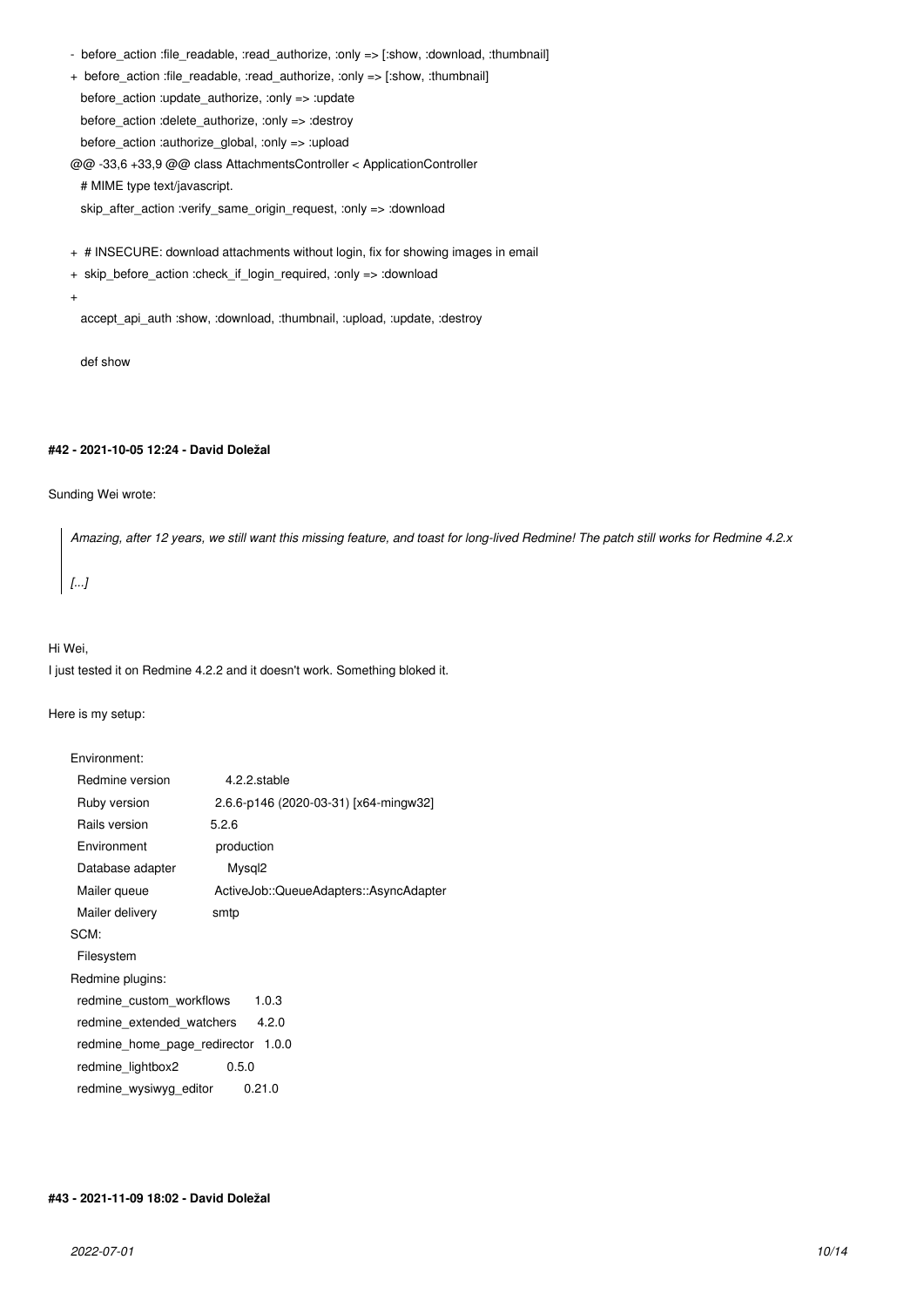```
- before_action :file_readable, :read_authorize, :only => [:show, :download, :thumbnail]
+ before_action :file_readable, :read_authorize, :only => [:show, :thumbnail]
  before_action :update_authorize, :only => :update
  before_action :delete_authorize, :only => :destroy
  before_action :authorize_global, :only => :upload
@@ -33,6 +33,9 @@ class AttachmentsController < ApplicationController
  # MIME type text/javascript.
  skip_after_action :verify_same_origin_request, :only => :download

+ # INSECURE: download attachments without login, fix for showing images in email
+ skip_before_action :check_if_login_required, :only => :download
+
  accept_api_auth :show, :download, :thumbnail, :upload, :update, :destroy

  def show
```

#### #42 - 2021-10-05 12:24 - David Doležal

Sunding Wei wrote:

> *Amazing, after 12 years, we still want this missing feature, and toast for long-lived Redmine! The patch still works for Redmine 4.2.x*
>
> *[...]*

Hi Wei,
I just tested it on Redmine 4.2.2 and it doesn't work. Something bloked it.

Here is my setup:

```
Environment:
  Redmine version          4.2.2.stable
  Ruby version             2.6.6-p146 (2020-03-31) [x64-mingw32]
  Rails version            5.2.6
  Environment              production
  Database adapter         Mysql2
  Mailer queue             ActiveJob::QueueAdapters::AsyncAdapter
  Mailer delivery          smtp
SCM:
  Filesystem
Redmine plugins:
  redmine_custom_workflows        1.0.3
  redmine_extended_watchers       4.2.0
  redmine_home_page_redirector    1.0.0
  redmine_lightbox2               0.5.0
  redmine_wysiwyg_editor          0.21.0
```

#### #43 - 2021-11-09 18:02 - David Doležal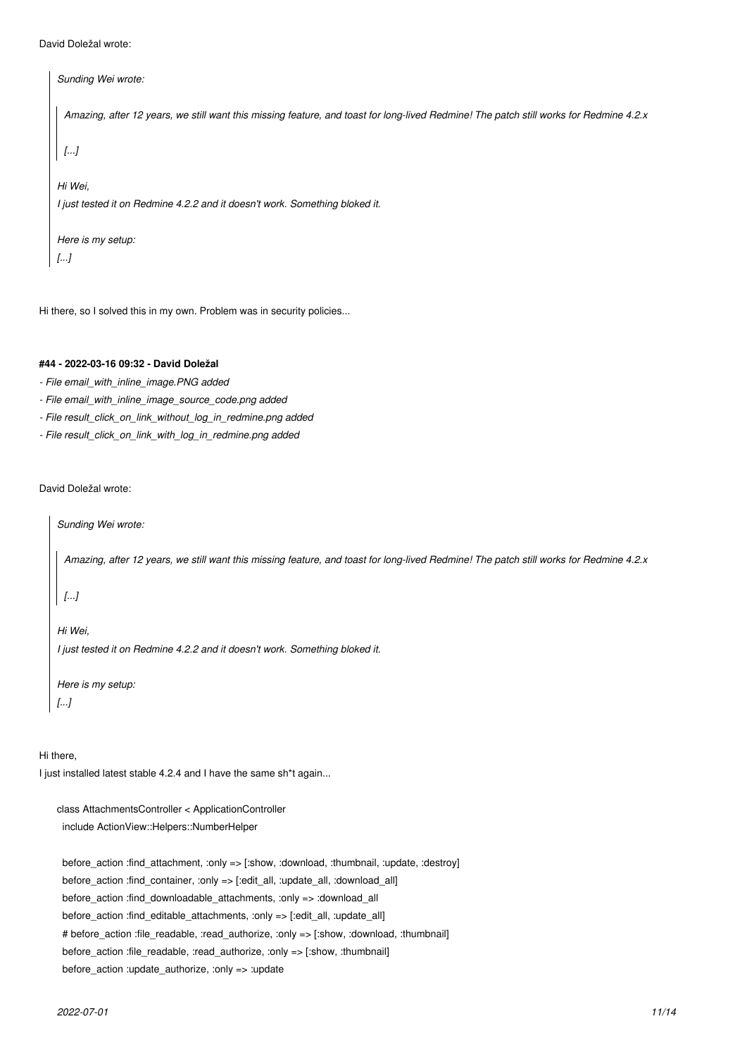David Doležal wrote:

> *Sunding Wei wrote:*
>
> > *Amazing, after 12 years, we still want this missing feature, and toast for long-lived Redmine! The patch still works for Redmine 4.2.x*
> >
> > *[...]*
>
> *Hi Wei,*
> *I just tested it on Redmine 4.2.2 and it doesn't work. Something bloked it.*
>
> *Here is my setup:*
> *[...]*

Hi there, so I solved this in my own. Problem was in security policies...

#### #44 - 2022-03-16 09:32 - David Doležal

- *File email_with_inline_image.PNG added*
- *File email_with_inline_image_source_code.png added*
- *File result_click_on_link_without_log_in_redmine.png added*
- *File result_click_on_link_with_log_in_redmine.png added*

David Doležal wrote:

> *Sunding Wei wrote:*
>
> > *Amazing, after 12 years, we still want this missing feature, and toast for long-lived Redmine! The patch still works for Redmine 4.2.x*
> >
> > *[...]*
>
> *Hi Wei,*
> *I just tested it on Redmine 4.2.2 and it doesn't work. Something bloked it.*
>
> *Here is my setup:*
> *[...]*

Hi there,
I just installed latest stable 4.2.4 and I have the same sh*t again...

```
class AttachmentsController < ApplicationController
  include ActionView::Helpers::NumberHelper

  before_action :find_attachment, :only => [:show, :download, :thumbnail, :update, :destroy]
  before_action :find_container, :only => [:edit_all, :update_all, :download_all]
  before_action :find_downloadable_attachments, :only => :download_all
  before_action :find_editable_attachments, :only => [:edit_all, :update_all]
  # before_action :file_readable, :read_authorize, :only => [:show, :download, :thumbnail]
  before_action :file_readable, :read_authorize, :only => [:show, :thumbnail]
  before_action :update_authorize, :only => :update
```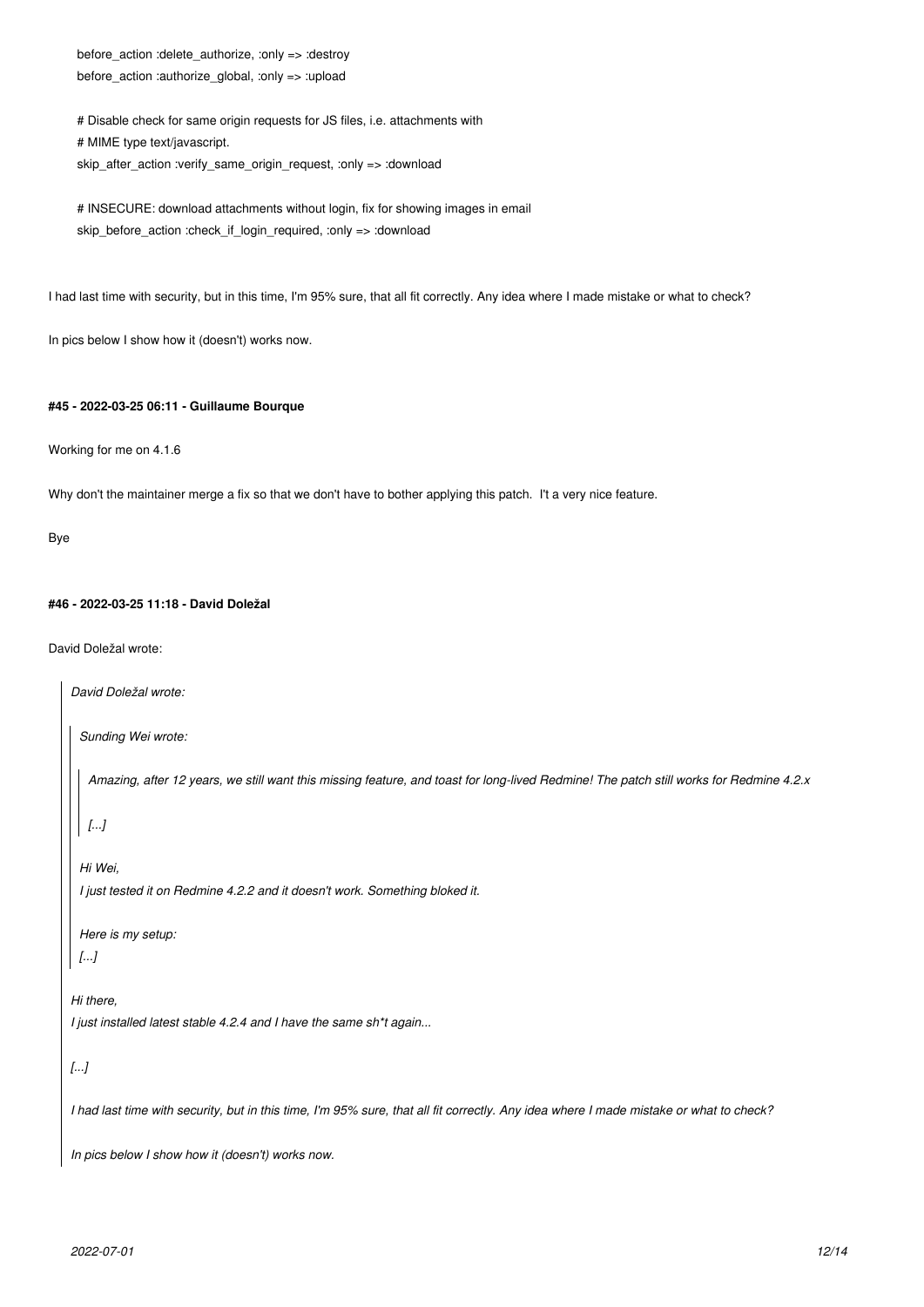```
before_action :delete_authorize, :only => :destroy
before_action :authorize_global, :only => :upload

# Disable check for same origin requests for JS files, i.e. attachments with
# MIME type text/javascript.
skip_after_action :verify_same_origin_request, :only => :download

# INSECURE: download attachments without login, fix for showing images in email
skip_before_action :check_if_login_required, :only => :download
```

I had last time with security, but in this time, I'm 95% sure, that all fit correctly. Any idea where I made mistake or what to check?

In pics below I show how it (doesn't) works now.

#### #45 - 2022-03-25 06:11 - Guillaume Bourque

Working for me on 4.1.6

Why don't the maintainer merge a fix so that we don't have to bother applying this patch.  I't a very nice feature.

Bye

#### #46 - 2022-03-25 11:18 - David Doležal

David Doležal wrote:

> *David Doležal wrote:*
>
>> *Sunding Wei wrote:*
>>
>>> *Amazing, after 12 years, we still want this missing feature, and toast for long-lived Redmine! The patch still works for Redmine 4.2.x*
>>>
>>> *[...]*
>>
>> *Hi Wei,*
>> *I just tested it on Redmine 4.2.2 and it doesn't work. Something bloked it.*
>>
>> *Here is my setup:*
>> *[...]*
>
> *Hi there,*
> *I just installed latest stable 4.2.4 and I have the same sh*t again...*
>
> *[...]*
>
> *I had last time with security, but in this time, I'm 95% sure, that all fit correctly. Any idea where I made mistake or what to check?*
>
> *In pics below I show how it (doesn't) works now.*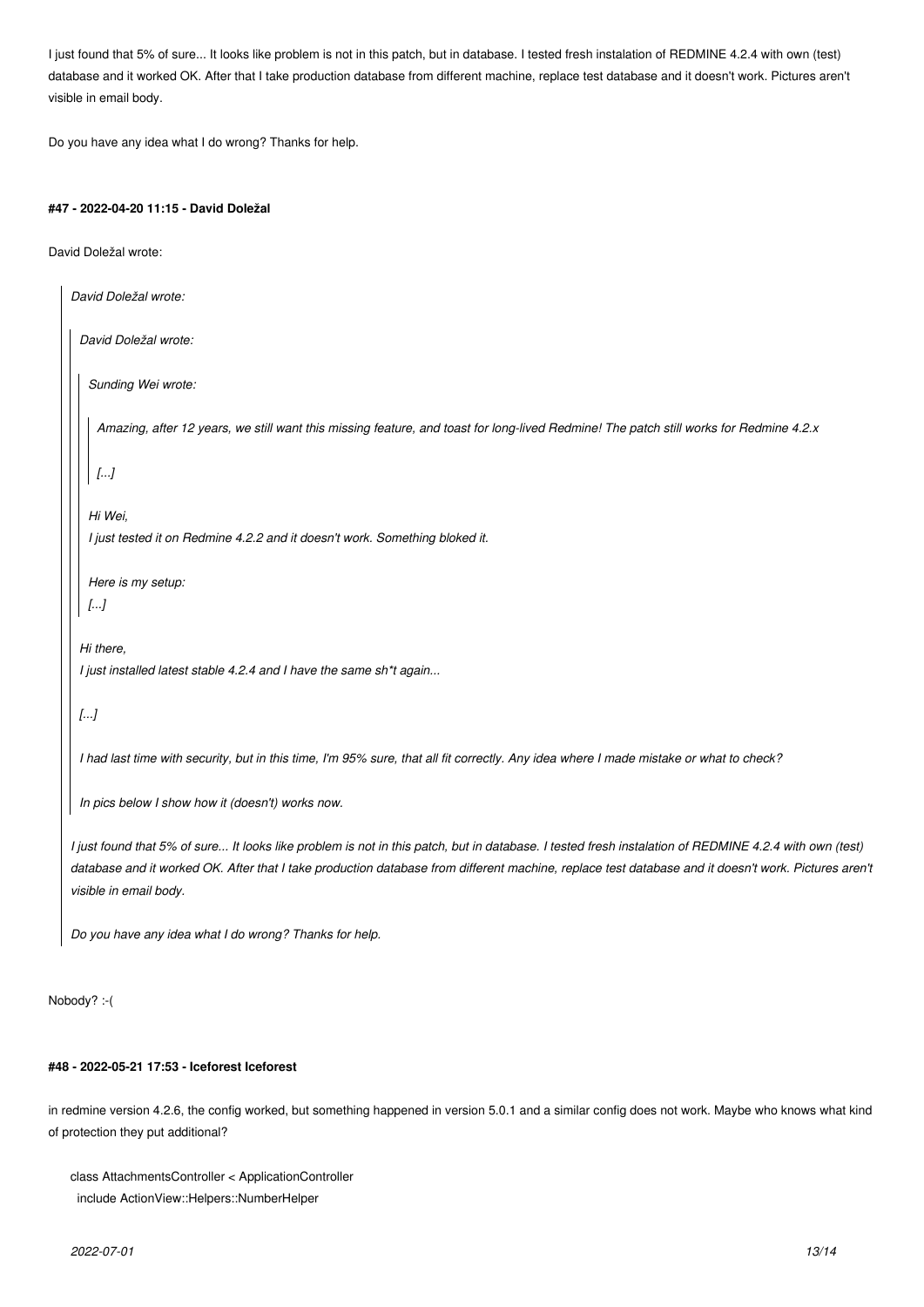I just found that 5% of sure... It looks like problem is not in this patch, but in database. I tested fresh instalation of REDMINE 4.2.4 with own (test) database and it worked OK. After that I take production database from different machine, replace test database and it doesn't work. Pictures aren't visible in email body.

Do you have any idea what I do wrong? Thanks for help.

#### #47 - 2022-04-20 11:15 - David Doležal

David Doležal wrote:

> *David Doležal wrote:*
>
> > *David Doležal wrote:*
> >
> > > *Sunding Wei wrote:*
> > >
> > > > *Amazing, after 12 years, we still want this missing feature, and toast for long-lived Redmine! The patch still works for Redmine 4.2.x*
> > > >
> > > > *[...]*
> > >
> > > *Hi Wei,*
> > > *I just tested it on Redmine 4.2.2 and it doesn't work. Something bloked it.*
> > >
> > > *Here is my setup:*
> > > *[...]*
> >
> > *Hi there,*
> > *I just installed latest stable 4.2.4 and I have the same sh*t again...*
> >
> > *[...]*
> >
> > *I had last time with security, but in this time, I'm 95% sure, that all fit correctly. Any idea where I made mistake or what to check?*
> >
> > *In pics below I show how it (doesn't) works now.*
>
> *I just found that 5% of sure... It looks like problem is not in this patch, but in database. I tested fresh instalation of REDMINE 4.2.4 with own (test) database and it worked OK. After that I take production database from different machine, replace test database and it doesn't work. Pictures aren't visible in email body.*
>
> *Do you have any idea what I do wrong? Thanks for help.*

Nobody? :-(

#### #48 - 2022-05-21 17:53 - Iceforest Iceforest

in redmine version 4.2.6, the config worked, but something happened in version 5.0.1 and a similar config does not work. Maybe who knows what kind of protection they put additional?

```
class AttachmentsController < ApplicationController
  include ActionView::Helpers::NumberHelper
```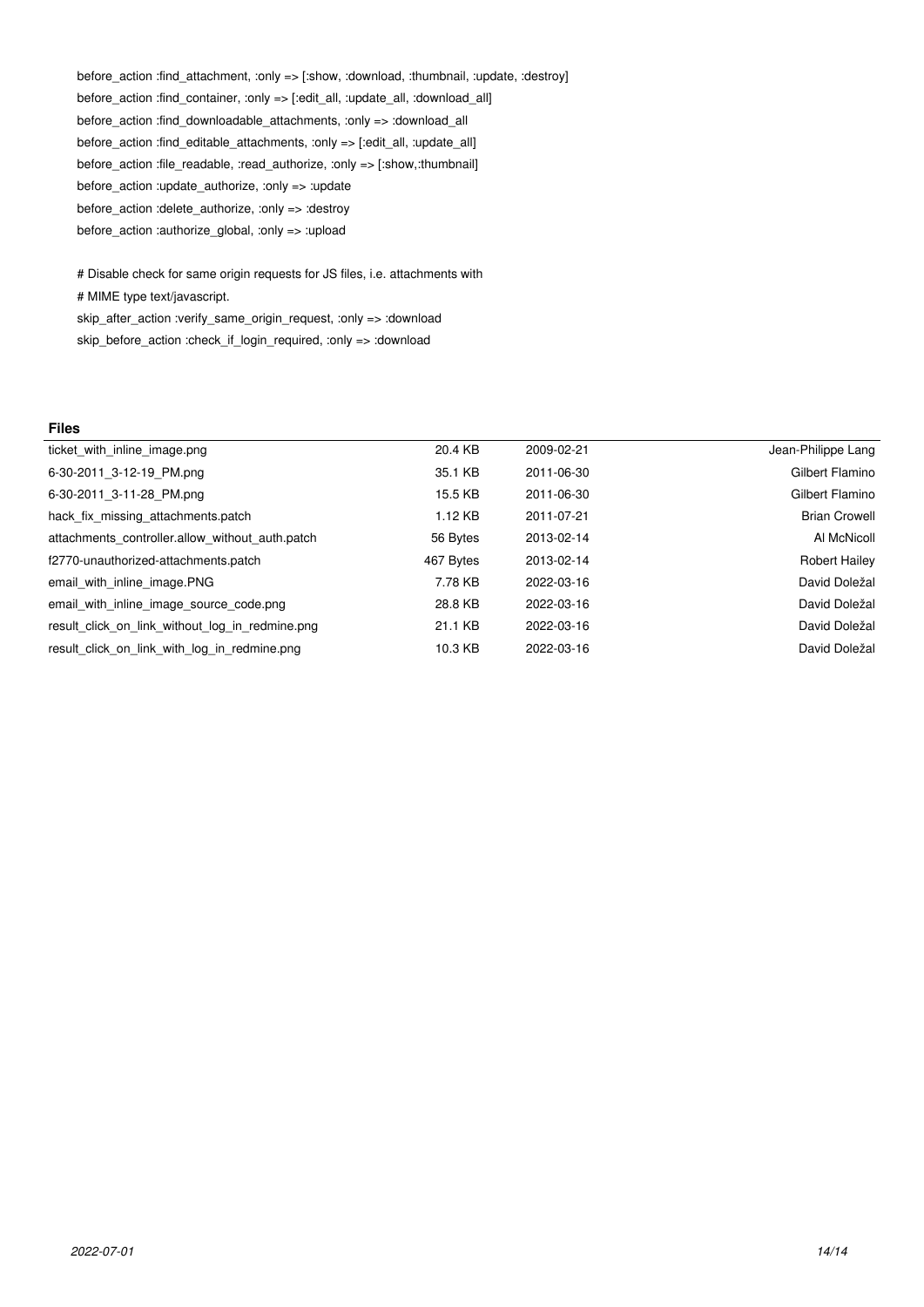```
before_action :find_attachment, :only => [:show, :download, :thumbnail, :update, :destroy]
before_action :find_container, :only => [:edit_all, :update_all, :download_all]
before_action :find_downloadable_attachments, :only => :download_all
before_action :find_editable_attachments, :only => [:edit_all, :update_all]
before_action :file_readable, :read_authorize, :only => [:show,:thumbnail]
before_action :update_authorize, :only => :update
before_action :delete_authorize, :only => :destroy
before_action :authorize_global, :only => :upload

# Disable check for same origin requests for JS files, i.e. attachments with
# MIME type text/javascript.
skip_after_action :verify_same_origin_request, :only => :download
skip_before_action :check_if_login_required, :only => :download
```

## Files

| | | | |
|---|---|---|---|
| ticket_with_inline_image.png | 20.4 KB | 2009-02-21 | Jean-Philippe Lang |
| 6-30-2011_3-12-19_PM.png | 35.1 KB | 2011-06-30 | Gilbert Flamino |
| 6-30-2011_3-11-28_PM.png | 15.5 KB | 2011-06-30 | Gilbert Flamino |
| hack_fix_missing_attachments.patch | 1.12 KB | 2011-07-21 | Brian Crowell |
| attachments_controller.allow_without_auth.patch | 56 Bytes | 2013-02-14 | Al McNicoll |
| f2770-unauthorized-attachments.patch | 467 Bytes | 2013-02-14 | Robert Hailey |
| email_with_inline_image.PNG | 7.78 KB | 2022-03-16 | David Doležal |
| email_with_inline_image_source_code.png | 28.8 KB | 2022-03-16 | David Doležal |
| result_click_on_link_without_log_in_redmine.png | 21.1 KB | 2022-03-16 | David Doležal |
| result_click_on_link_with_log_in_redmine.png | 10.3 KB | 2022-03-16 | David Doležal |